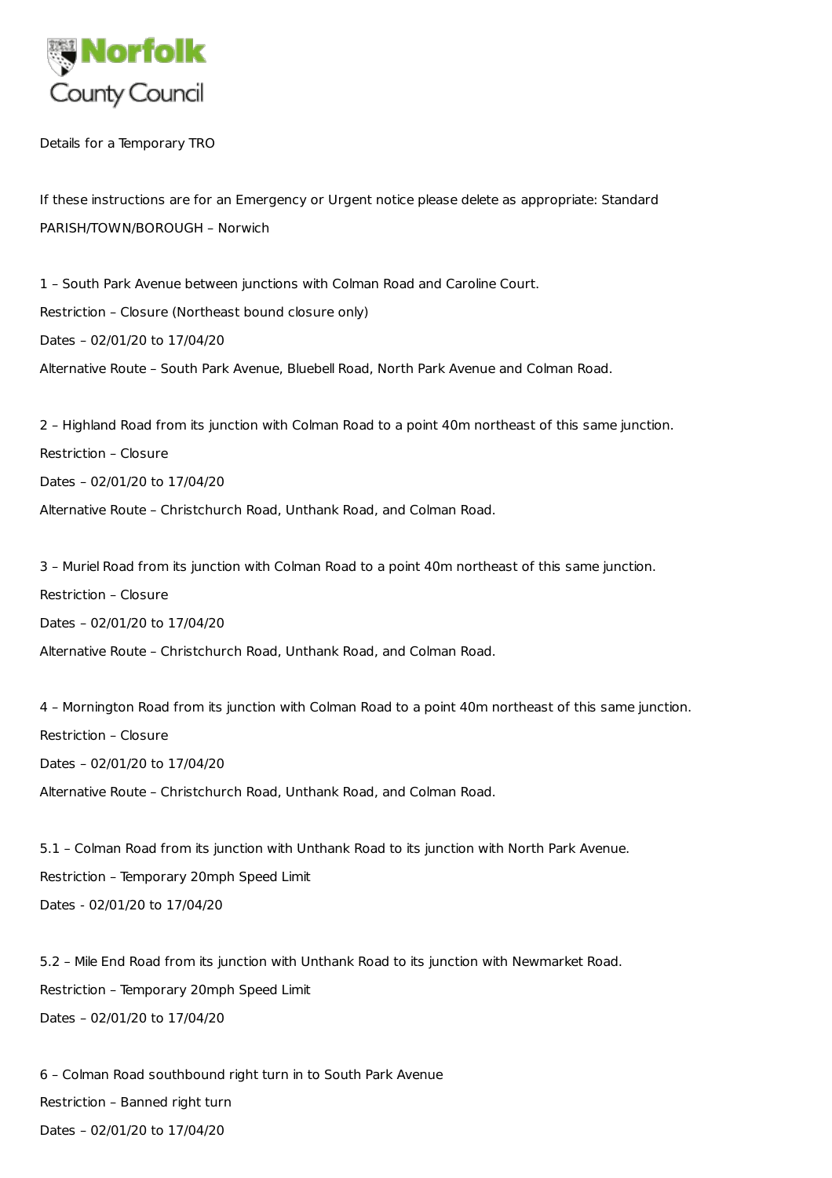Norfolk County Council

Details for a Temporary TRO

If these instructions are for an Emergency or Urgent notice please delete as appropriate: Standard

PARISH/TOWN/BOROUGH – Norwich

1 – South Park Avenue between junctions with Colman Road and Caroline Court.

Restriction – Closure (Northeast bound closure only)

Dates – 02/01/20 to 17/04/20

Alternative Route – South Park Avenue, Bluebell Road, North Park Avenue and Colman Road.

2 – Highland Road from its junction with Colman Road to a point 40m northeast of this same junction.

Restriction – Closure

Dates – 02/01/20 to 17/04/20

Alternative Route – Christchurch Road, Unthank Road, and Colman Road.

3 – Muriel Road from its junction with Colman Road to a point 40m northeast of this same junction.

Restriction – Closure

Dates – 02/01/20 to 17/04/20

Alternative Route – Christchurch Road, Unthank Road, and Colman Road.

4 – Mornington Road from its junction with Colman Road to a point 40m northeast of this same junction.

Restriction – Closure

Dates – 02/01/20 to 17/04/20

Alternative Route – Christchurch Road, Unthank Road, and Colman Road.

5.1 – Colman Road from its junction with Unthank Road to its junction with North Park Avenue.

Restriction – Temporary 20mph Speed Limit

Dates - 02/01/20 to 17/04/20

5.2 – Mile End Road from its junction with Unthank Road to its junction with Newmarket Road.

Restriction – Temporary 20mph Speed Limit

Dates – 02/01/20 to 17/04/20

6 – Colman Road southbound right turn in to South Park Avenue

Restriction – Banned right turn

Dates – 02/01/20 to 17/04/20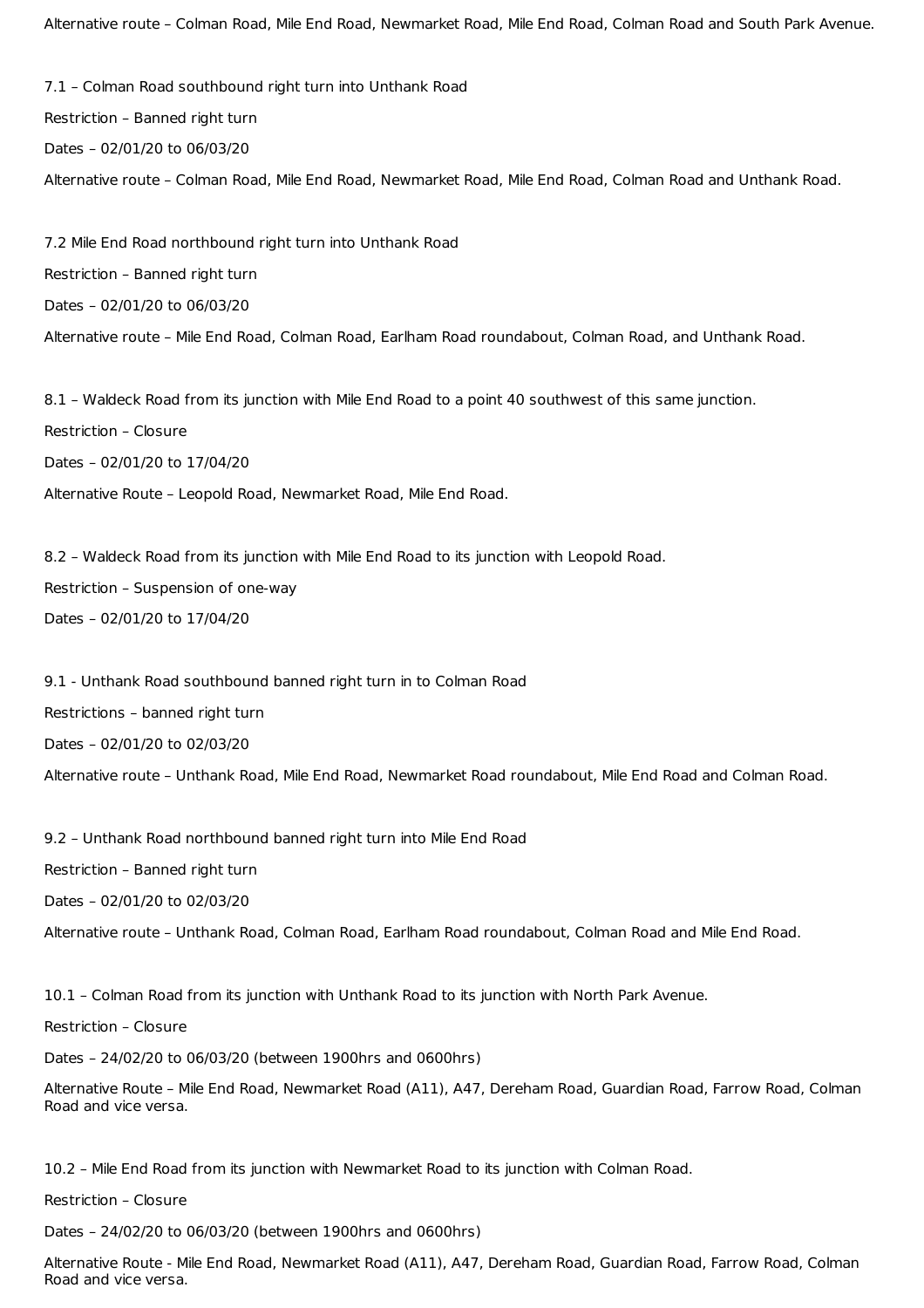Alternative route – Colman Road, Mile End Road, Newmarket Road, Mile End Road, Colman Road and South Park Avenue.

7.1 – Colman Road southbound right turn into Unthank Road

Restriction – Banned right turn

Dates – 02/01/20 to 06/03/20

Alternative route – Colman Road, Mile End Road, Newmarket Road, Mile End Road, Colman Road and Unthank Road.

7.2 Mile End Road northbound right turn into Unthank Road

Restriction – Banned right turn

Dates – 02/01/20 to 06/03/20

Alternative route – Mile End Road, Colman Road, Earlham Road roundabout, Colman Road, and Unthank Road.

8.1 – Waldeck Road from its junction with Mile End Road to a point 40 southwest of this same junction.

Restriction – Closure

Dates – 02/01/20 to 17/04/20

Alternative Route – Leopold Road, Newmarket Road, Mile End Road.

8.2 – Waldeck Road from its junction with Mile End Road to its junction with Leopold Road.

Restriction – Suspension of one-way

Dates – 02/01/20 to 17/04/20

9.1 - Unthank Road southbound banned right turn in to Colman Road

Restrictions – banned right turn

Dates – 02/01/20 to 02/03/20

Alternative route – Unthank Road, Mile End Road, Newmarket Road roundabout, Mile End Road and Colman Road.

9.2 – Unthank Road northbound banned right turn into Mile End Road

Restriction – Banned right turn

Dates – 02/01/20 to 02/03/20

Alternative route – Unthank Road, Colman Road, Earlham Road roundabout, Colman Road and Mile End Road.

10.1 – Colman Road from its junction with Unthank Road to its junction with North Park Avenue.

Restriction – Closure

Dates – 24/02/20 to 06/03/20 (between 1900hrs and 0600hrs)

Alternative Route – Mile End Road, Newmarket Road (A11), A47, Dereham Road, Guardian Road, Farrow Road, Colman Road and vice versa.

10.2 – Mile End Road from its junction with Newmarket Road to its junction with Colman Road.

Restriction – Closure

Dates – 24/02/20 to 06/03/20 (between 1900hrs and 0600hrs)

Alternative Route - Mile End Road, Newmarket Road (A11), A47, Dereham Road, Guardian Road, Farrow Road, Colman Road and vice versa.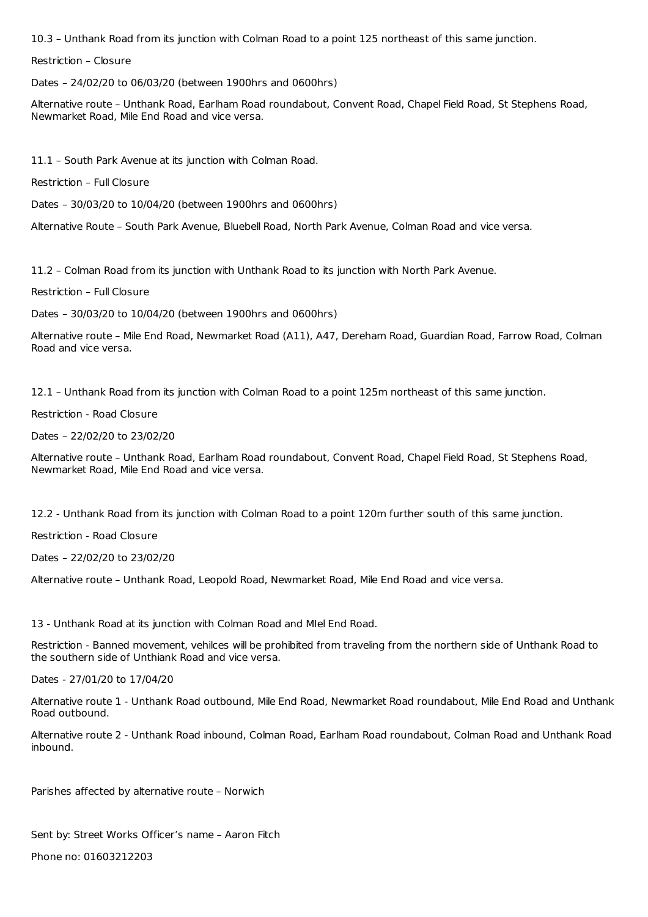10.3 – Unthank Road from its junction with Colman Road to a point 125 northeast of this same junction.

Restriction – Closure

Dates – 24/02/20 to 06/03/20 (between 1900hrs and 0600hrs)

Alternative route – Unthank Road, Earlham Road roundabout, Convent Road, Chapel Field Road, St Stephens Road, Newmarket Road, Mile End Road and vice versa.

11.1 – South Park Avenue at its junction with Colman Road.

Restriction – Full Closure

Dates – 30/03/20 to 10/04/20 (between 1900hrs and 0600hrs)

Alternative Route – South Park Avenue, Bluebell Road, North Park Avenue, Colman Road and vice versa.

11.2 – Colman Road from its junction with Unthank Road to its junction with North Park Avenue.

Restriction – Full Closure

Dates – 30/03/20 to 10/04/20 (between 1900hrs and 0600hrs)

Alternative route – Mile End Road, Newmarket Road (A11), A47, Dereham Road, Guardian Road, Farrow Road, Colman Road and vice versa.

12.1 – Unthank Road from its junction with Colman Road to a point 125m northeast of this same junction.

Restriction - Road Closure

Dates – 22/02/20 to 23/02/20

Alternative route – Unthank Road, Earlham Road roundabout, Convent Road, Chapel Field Road, St Stephens Road, Newmarket Road, Mile End Road and vice versa.

12.2 - Unthank Road from its junction with Colman Road to a point 120m further south of this same junction.

Restriction - Road Closure

Dates – 22/02/20 to 23/02/20

Alternative route – Unthank Road, Leopold Road, Newmarket Road, Mile End Road and vice versa.

13 - Unthank Road at its junction with Colman Road and MIel End Road.

Restriction - Banned movement, vehilces will be prohibited from traveling from the northern side of Unthank Road to the southern side of Unthiank Road and vice versa.

Dates - 27/01/20 to 17/04/20

Alternative route 1 - Unthank Road outbound, Mile End Road, Newmarket Road roundabout, Mile End Road and Unthank Road outbound.

Alternative route 2 - Unthank Road inbound, Colman Road, Earlham Road roundabout, Colman Road and Unthank Road inbound.

Parishes affected by alternative route – Norwich

Sent by: Street Works Officer's name – Aaron Fitch

Phone no: 01603212203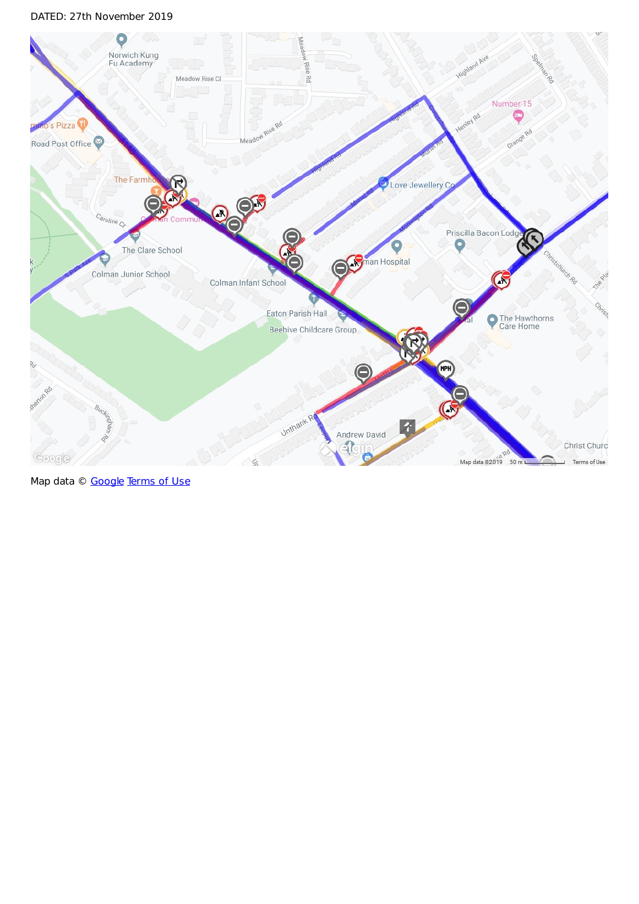DATED: 27th November 2019

Map data © Google Terms of Use